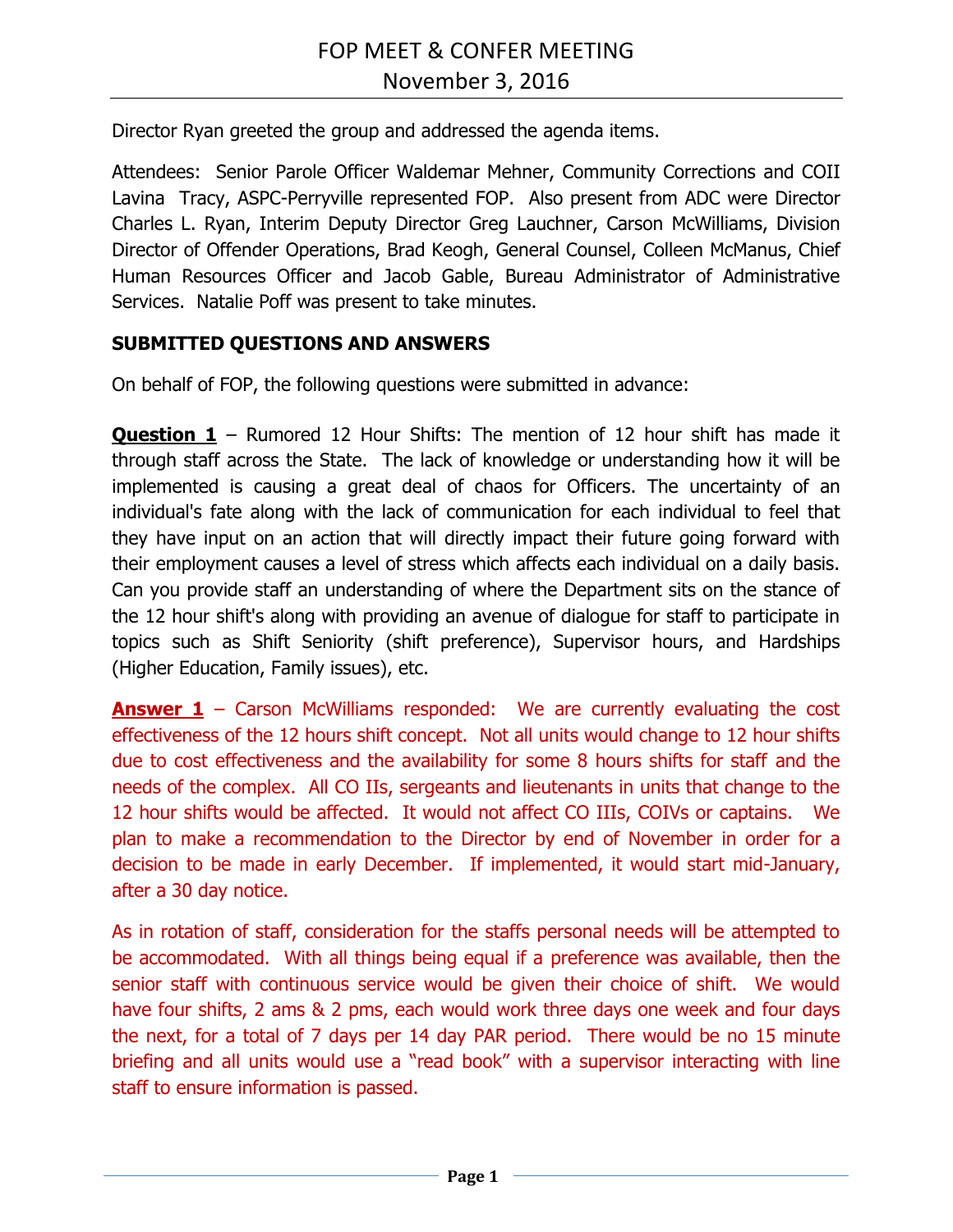# FOP MEET & CONFER MEETING

## November 3, 2016

Director Ryan greeted the group and addressed the agenda items.

Attendees: Senior Parole Officer Waldemar Mehner, Community Corrections and COII Lavina Tracy, ASPC-Perryville represented FOP. Also present from ADC were Director Charles L. Ryan, Interim Deputy Director Greg Lauchner, Carson McWilliams, Division Director of Offender Operations, Brad Keogh, General Counsel, Colleen McManus, Chief Human Resources Officer and Jacob Gable, Bureau Administrator of Administrative Services. Natalie Poff was present to take minutes.

**SUBMITTED QUESTIONS AND ANSWERS**

On behalf of FOP, the following questions were submitted in advance:

**Question 1** – Rumored 12 Hour Shifts: The mention of 12 hour shift has made it through staff across the State. The lack of knowledge or understanding how it will be implemented is causing a great deal of chaos for Officers. The uncertainty of an individual's fate along with the lack of communication for each individual to feel that they have input on an action that will directly impact their future going forward with their employment causes a level of stress which affects each individual on a daily basis. Can you provide staff an understanding of where the Department sits on the stance of the 12 hour shift's along with providing an avenue of dialogue for staff to participate in topics such as Shift Seniority (shift preference), Supervisor hours, and Hardships (Higher Education, Family issues), etc.

**Answer 1** – Carson McWilliams responded: We are currently evaluating the cost effectiveness of the 12 hours shift concept. Not all units would change to 12 hour shifts due to cost effectiveness and the availability for some 8 hours shifts for staff and the needs of the complex. All CO IIs, sergeants and lieutenants in units that change to the 12 hour shifts would be affected. It would not affect CO IIIs, COIVs or captains. We plan to make a recommendation to the Director by end of November in order for a decision to be made in early December. If implemented, it would start mid-January, after a 30 day notice.

As in rotation of staff, consideration for the staffs personal needs will be attempted to be accommodated. With all things being equal if a preference was available, then the senior staff with continuous service would be given their choice of shift. We would have four shifts, 2 ams & 2 pms, each would work three days one week and four days the next, for a total of 7 days per 14 day PAR period. There would be no 15 minute briefing and all units would use a "read book" with a supervisor interacting with line staff to ensure information is passed.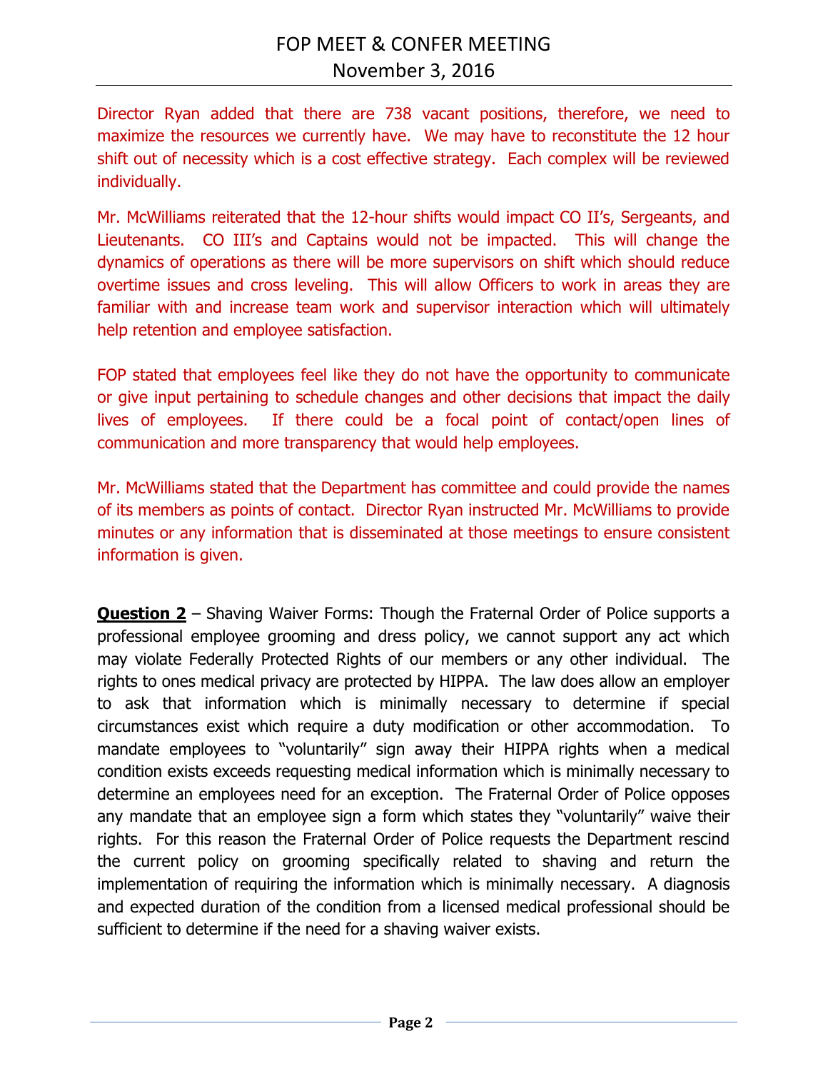Director Ryan added that there are 738 vacant positions, therefore, we need to maximize the resources we currently have. We may have to reconstitute the 12 hour shift out of necessity which is a cost effective strategy. Each complex will be reviewed individually.

Mr. McWilliams reiterated that the 12-hour shifts would impact CO II's, Sergeants, and Lieutenants. CO III's and Captains would not be impacted. This will change the dynamics of operations as there will be more supervisors on shift which should reduce overtime issues and cross leveling. This will allow Officers to work in areas they are familiar with and increase team work and supervisor interaction which will ultimately help retention and employee satisfaction.

FOP stated that employees feel like they do not have the opportunity to communicate or give input pertaining to schedule changes and other decisions that impact the daily lives of employees. If there could be a focal point of contact/open lines of communication and more transparency that would help employees.

Mr. McWilliams stated that the Department has committee and could provide the names of its members as points of contact. Director Ryan instructed Mr. McWilliams to provide minutes or any information that is disseminated at those meetings to ensure consistent information is given.

**Question 2** – Shaving Waiver Forms: Though the Fraternal Order of Police supports a professional employee grooming and dress policy, we cannot support any act which may violate Federally Protected Rights of our members or any other individual. The rights to ones medical privacy are protected by HIPPA. The law does allow an employer to ask that information which is minimally necessary to determine if special circumstances exist which require a duty modification or other accommodation. To mandate employees to "voluntarily" sign away their HIPPA rights when a medical condition exists exceeds requesting medical information which is minimally necessary to determine an employees need for an exception. The Fraternal Order of Police opposes any mandate that an employee sign a form which states they "voluntarily" waive their rights. For this reason the Fraternal Order of Police requests the Department rescind the current policy on grooming specifically related to shaving and return the implementation of requiring the information which is minimally necessary. A diagnosis and expected duration of the condition from a licensed medical professional should be sufficient to determine if the need for a shaving waiver exists.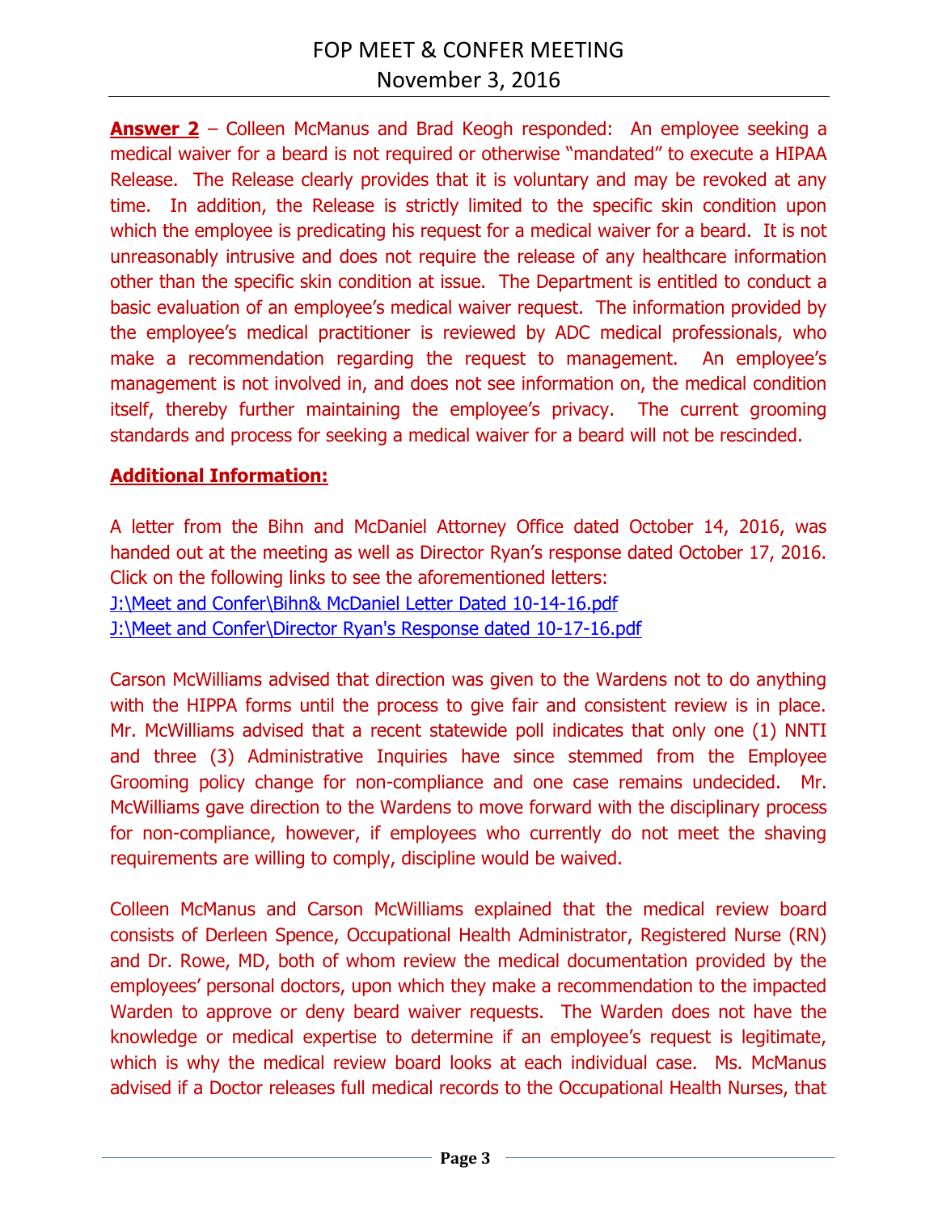**Answer 2** – Colleen McManus and Brad Keogh responded: An employee seeking a medical waiver for a beard is not required or otherwise "mandated" to execute a HIPAA Release. The Release clearly provides that it is voluntary and may be revoked at any time. In addition, the Release is strictly limited to the specific skin condition upon which the employee is predicating his request for a medical waiver for a beard. It is not unreasonably intrusive and does not require the release of any healthcare information other than the specific skin condition at issue. The Department is entitled to conduct a basic evaluation of an employee's medical waiver request. The information provided by the employee's medical practitioner is reviewed by ADC medical professionals, who make a recommendation regarding the request to management. An employee's management is not involved in, and does not see information on, the medical condition itself, thereby further maintaining the employee's privacy. The current grooming standards and process for seeking a medical waiver for a beard will not be rescinded.

**Additional Information:**

A letter from the Bihn and McDaniel Attorney Office dated October 14, 2016, was handed out at the meeting as well as Director Ryan's response dated October 17, 2016. Click on the following links to see the aforementioned letters:
J:\Meet and Confer\Bihn& McDaniel Letter Dated 10-14-16.pdf
J:\Meet and Confer\Director Ryan's Response dated 10-17-16.pdf

Carson McWilliams advised that direction was given to the Wardens not to do anything with the HIPPA forms until the process to give fair and consistent review is in place. Mr. McWilliams advised that a recent statewide poll indicates that only one (1) NNTI and three (3) Administrative Inquiries have since stemmed from the Employee Grooming policy change for non-compliance and one case remains undecided. Mr. McWilliams gave direction to the Wardens to move forward with the disciplinary process for non-compliance, however, if employees who currently do not meet the shaving requirements are willing to comply, discipline would be waived.

Colleen McManus and Carson McWilliams explained that the medical review board consists of Derleen Spence, Occupational Health Administrator, Registered Nurse (RN) and Dr. Rowe, MD, both of whom review the medical documentation provided by the employees' personal doctors, upon which they make a recommendation to the impacted Warden to approve or deny beard waiver requests. The Warden does not have the knowledge or medical expertise to determine if an employee's request is legitimate, which is why the medical review board looks at each individual case. Ms. McManus advised if a Doctor releases full medical records to the Occupational Health Nurses, that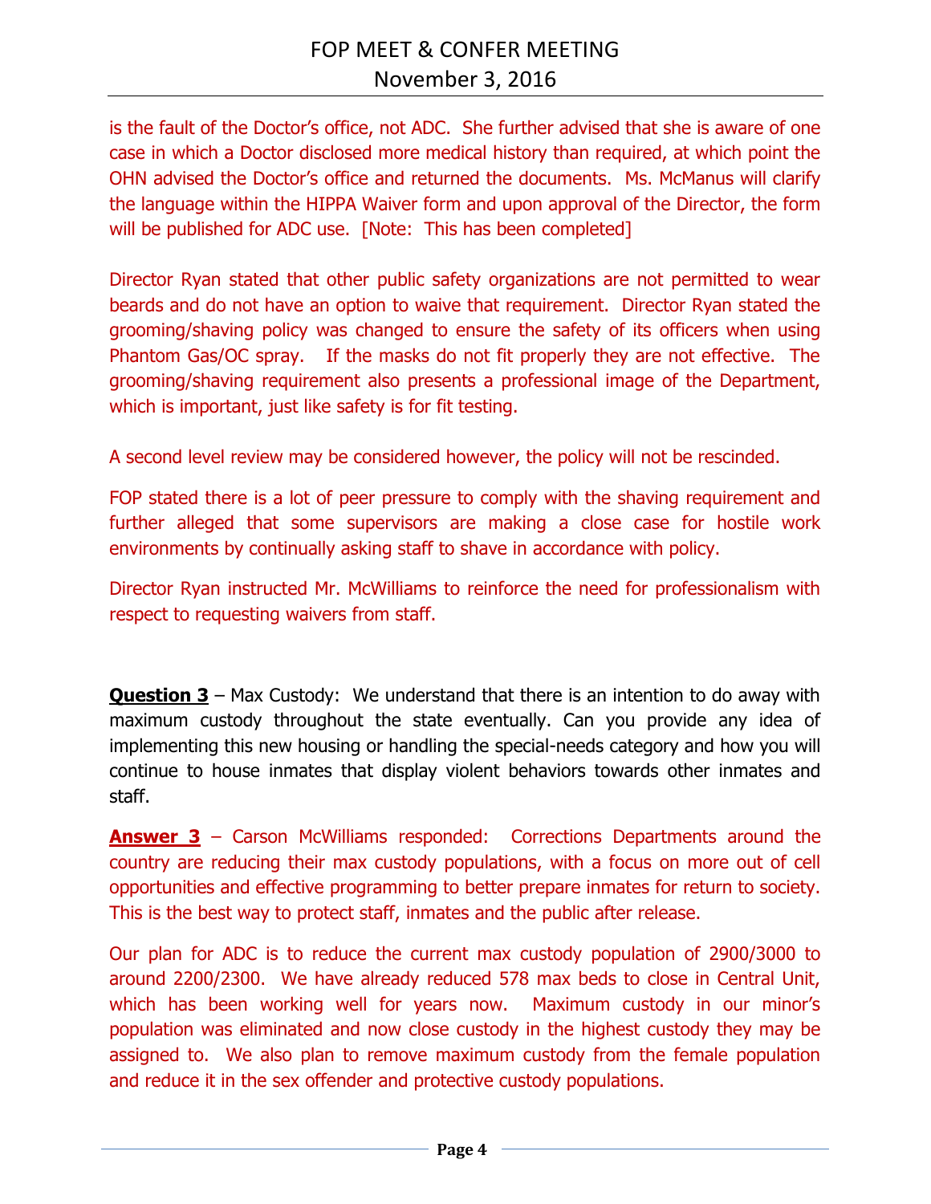is the fault of the Doctor's office, not ADC. She further advised that she is aware of one case in which a Doctor disclosed more medical history than required, at which point the OHN advised the Doctor's office and returned the documents. Ms. McManus will clarify the language within the HIPPA Waiver form and upon approval of the Director, the form will be published for ADC use. [Note: This has been completed]

Director Ryan stated that other public safety organizations are not permitted to wear beards and do not have an option to waive that requirement. Director Ryan stated the grooming/shaving policy was changed to ensure the safety of its officers when using Phantom Gas/OC spray. If the masks do not fit properly they are not effective. The grooming/shaving requirement also presents a professional image of the Department, which is important, just like safety is for fit testing.

A second level review may be considered however, the policy will not be rescinded.

FOP stated there is a lot of peer pressure to comply with the shaving requirement and further alleged that some supervisors are making a close case for hostile work environments by continually asking staff to shave in accordance with policy.

Director Ryan instructed Mr. McWilliams to reinforce the need for professionalism with respect to requesting waivers from staff.

**Question 3** – Max Custody: We understand that there is an intention to do away with maximum custody throughout the state eventually. Can you provide any idea of implementing this new housing or handling the special-needs category and how you will continue to house inmates that display violent behaviors towards other inmates and staff.

**Answer 3** – Carson McWilliams responded: Corrections Departments around the country are reducing their max custody populations, with a focus on more out of cell opportunities and effective programming to better prepare inmates for return to society. This is the best way to protect staff, inmates and the public after release.

Our plan for ADC is to reduce the current max custody population of 2900/3000 to around 2200/2300. We have already reduced 578 max beds to close in Central Unit, which has been working well for years now. Maximum custody in our minor's population was eliminated and now close custody in the highest custody they may be assigned to. We also plan to remove maximum custody from the female population and reduce it in the sex offender and protective custody populations.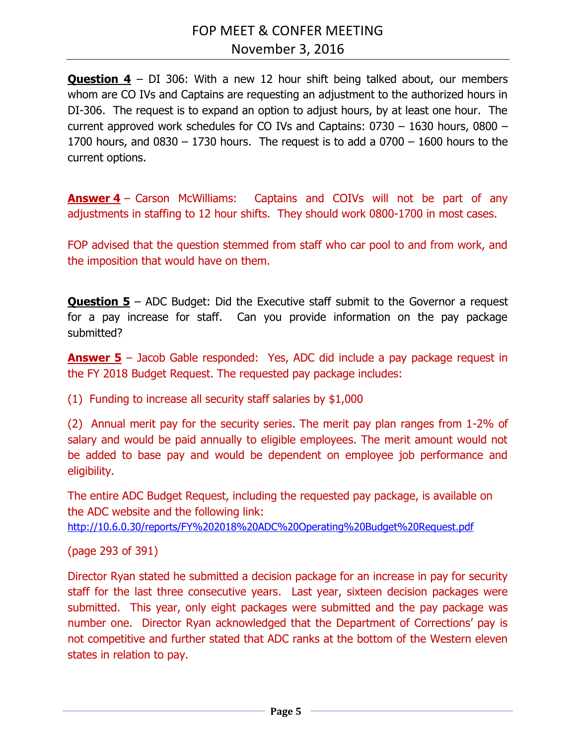**Question 4** – DI 306: With a new 12 hour shift being talked about, our members whom are CO IVs and Captains are requesting an adjustment to the authorized hours in DI-306. The request is to expand an option to adjust hours, by at least one hour. The current approved work schedules for CO IVs and Captains: 0730 – 1630 hours, 0800 – 1700 hours, and 0830 – 1730 hours. The request is to add a 0700 – 1600 hours to the current options.

**Answer 4** – Carson McWilliams: Captains and COIVs will not be part of any adjustments in staffing to 12 hour shifts. They should work 0800-1700 in most cases.

FOP advised that the question stemmed from staff who car pool to and from work, and the imposition that would have on them.

**Question 5** – ADC Budget: Did the Executive staff submit to the Governor a request for a pay increase for staff. Can you provide information on the pay package submitted?

**Answer 5** – Jacob Gable responded: Yes, ADC did include a pay package request in the FY 2018 Budget Request. The requested pay package includes:

(1) Funding to increase all security staff salaries by $1,000

(2) Annual merit pay for the security series. The merit pay plan ranges from 1-2% of salary and would be paid annually to eligible employees. The merit amount would not be added to base pay and would be dependent on employee job performance and eligibility.

The entire ADC Budget Request, including the requested pay package, is available on the ADC website and the following link:
http://10.6.0.30/reports/FY%202018%20ADC%20Operating%20Budget%20Request.pdf

(page 293 of 391)

Director Ryan stated he submitted a decision package for an increase in pay for security staff for the last three consecutive years. Last year, sixteen decision packages were submitted. This year, only eight packages were submitted and the pay package was number one. Director Ryan acknowledged that the Department of Corrections' pay is not competitive and further stated that ADC ranks at the bottom of the Western eleven states in relation to pay.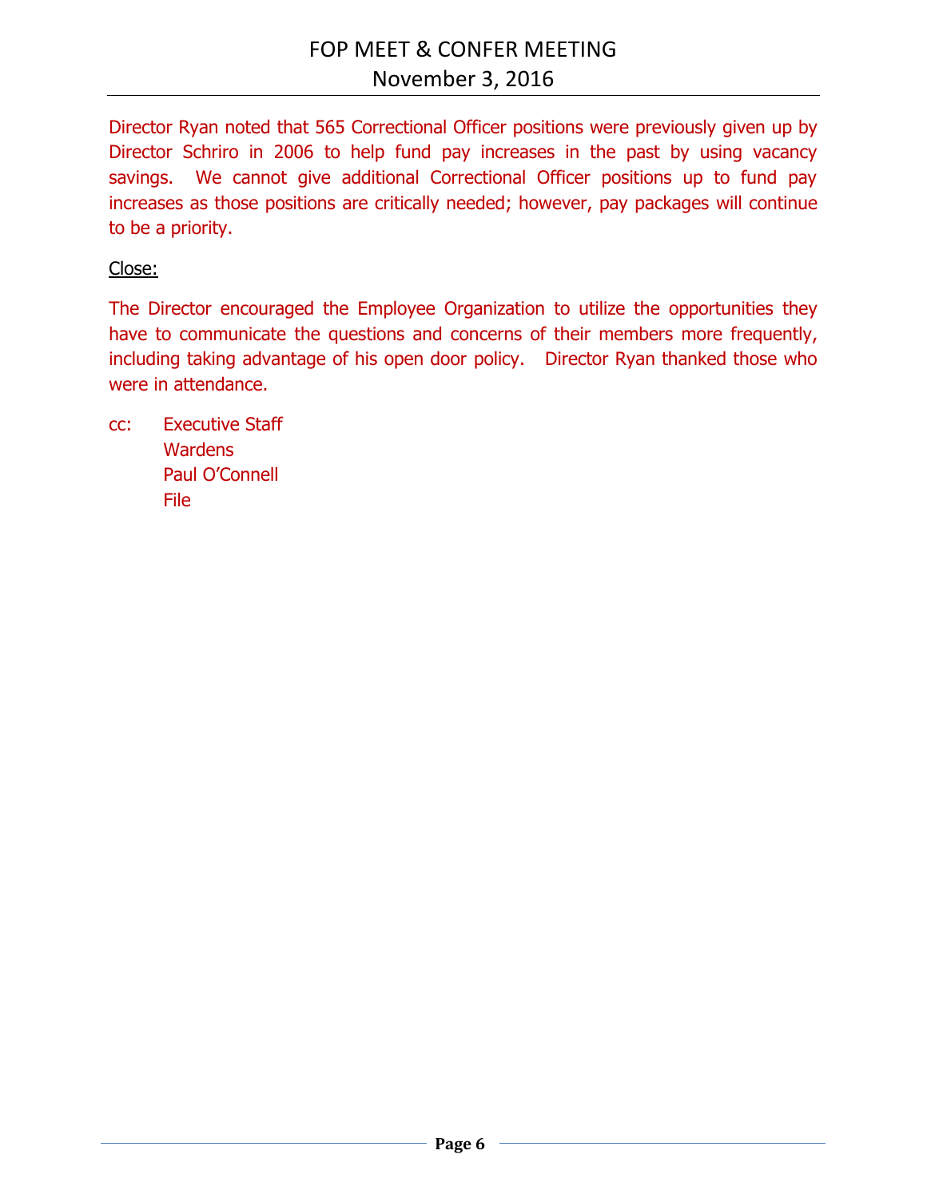Director Ryan noted that 565 Correctional Officer positions were previously given up by Director Schriro in 2006 to help fund pay increases in the past by using vacancy savings. We cannot give additional Correctional Officer positions up to fund pay increases as those positions are critically needed; however, pay packages will continue to be a priority.

Close:

The Director encouraged the Employee Organization to utilize the opportunities they have to communicate the questions and concerns of their members more frequently, including taking advantage of his open door policy. Director Ryan thanked those who were in attendance.

cc: Executive Staff
Wardens
Paul O'Connell
File